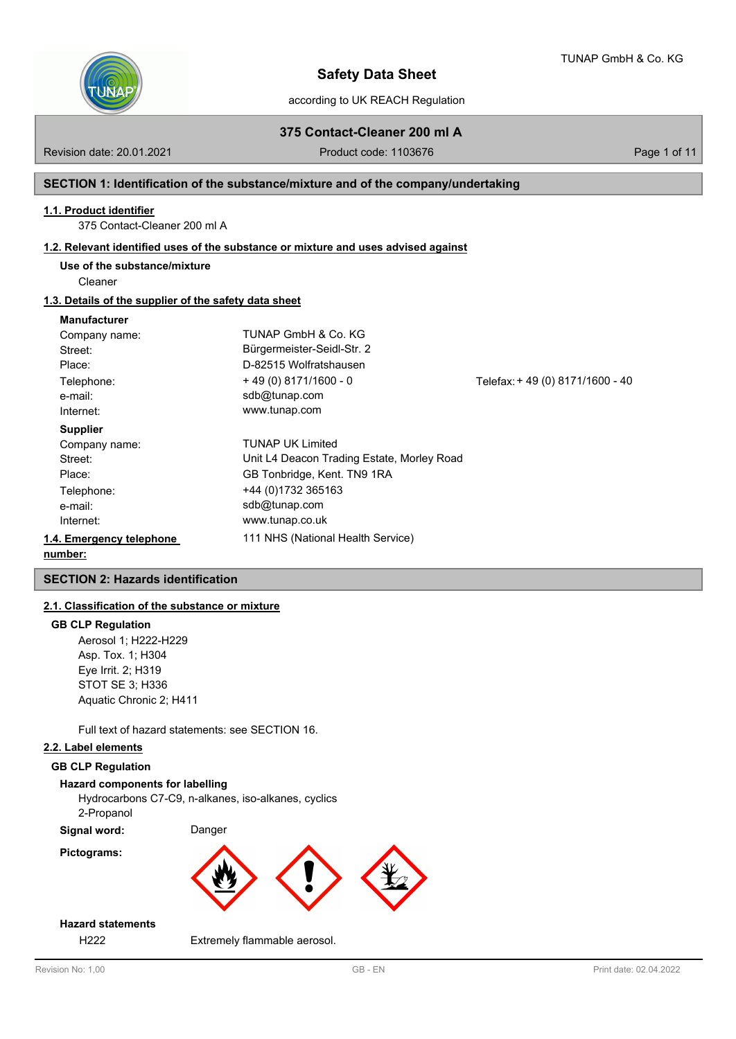# Safety Data Sheet

according to UK REACH Regulation

## 375 Contact-Cleaner 200 ml A

Revision date: 20.01.2021 | Product code: 1103676

## SECTION 1: Identification of the substance/mixture and of the company/undertaking

### 1.1. Product identifier

375 Contact-Cleaner 200 ml A

### 1.2. Relevant identified uses of the substance or mixture and uses advised against

**Use of the substance/mixture**

Cleaner

### 1.3. Details of the supplier of the safety data sheet

**Manufacturer**

| | | |
|---|---|---|
| Company name: | TUNAP GmbH & Co. KG | |
| Street: | Bürgermeister-Seidl-Str. 2 | |
| Place: | D-82515 Wolfratshausen | |
| Telephone: | + 49 (0) 8171/1600 - 0 | Telefax: + 49 (0) 8171/1600 - 40 |
| e-mail: | sdb@tunap.com | |
| Internet: | www.tunap.com | |

**Supplier**

| | |
|---|---|
| Company name: | TUNAP UK Limited |
| Street: | Unit L4 Deacon Trading Estate, Morley Road |
| Place: | GB Tonbridge, Kent. TN9 1RA |
| Telephone: | +44 (0)1732 365163 |
| e-mail: | sdb@tunap.com |
| Internet: | www.tunap.co.uk |

### 1.4. Emergency telephone number:

111 NHS (National Health Service)

## SECTION 2: Hazards identification

### 2.1. Classification of the substance or mixture

**GB CLP Regulation**

Aerosol 1; H222-H229
Asp. Tox. 1; H304
Eye Irrit. 2; H319
STOT SE 3; H336
Aquatic Chronic 2; H411

Full text of hazard statements: see SECTION 16.

### 2.2. Label elements

**GB CLP Regulation**

**Hazard components for labelling**

Hydrocarbons C7-C9, n-alkanes, iso-alkanes, cyclics
2-Propanol

**Signal word:** Danger

**Pictograms:**

**Hazard statements**

H222 Extremely flammable aerosol.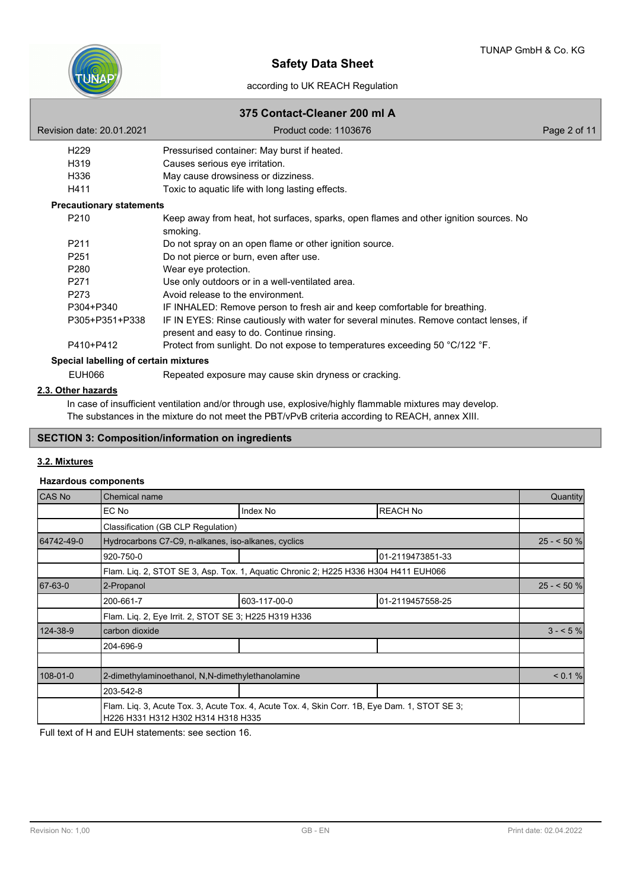| | |
|---|---|
| H229 | Pressurised container: May burst if heated. |
| H319 | Causes serious eye irritation. |
| H336 | May cause drowsiness or dizziness. |
| H411 | Toxic to aquatic life with long lasting effects. |

**Precautionary statements**

| | |
|---|---|
| P210 | Keep away from heat, hot surfaces, sparks, open flames and other ignition sources. No smoking. |
| P211 | Do not spray on an open flame or other ignition source. |
| P251 | Do not pierce or burn, even after use. |
| P280 | Wear eye protection. |
| P271 | Use only outdoors or in a well-ventilated area. |
| P273 | Avoid release to the environment. |
| P304+P340 | IF INHALED: Remove person to fresh air and keep comfortable for breathing. |
| P305+P351+P338 | IF IN EYES: Rinse cautiously with water for several minutes. Remove contact lenses, if present and easy to do. Continue rinsing. |
| P410+P412 | Protect from sunlight. Do not expose to temperatures exceeding 50 °C/122 °F. |

**Special labelling of certain mixtures**

| | |
|---|---|
| EUH066 | Repeated exposure may cause skin dryness or cracking. |

### 2.3. Other hazards

In case of insufficient ventilation and/or through use, explosive/highly flammable mixtures may develop.
The substances in the mixture do not meet the PBT/vPvB criteria according to REACH, annex XIII.

## SECTION 3: Composition/information on ingredients

### 3.2. Mixtures

**Hazardous components**

| CAS No | Chemical name | | | Quantity |
|---|---|---|---|---|
| | EC No | Index No | REACH No | |
| | Classification (GB CLP Regulation) | | | |
| 64742-49-0 | Hydrocarbons C7-C9, n-alkanes, iso-alkanes, cyclics | | | 25 - < 50 % |
| | 920-750-0 | | 01-2119473851-33 | |
| | Flam. Liq. 2, STOT SE 3, Asp. Tox. 1, Aquatic Chronic 2; H225 H336 H304 H411 EUH066 | | | |
| 67-63-0 | 2-Propanol | | | 25 - < 50 % |
| | 200-661-7 | 603-117-00-0 | 01-2119457558-25 | |
| | Flam. Liq. 2, Eye Irrit. 2, STOT SE 3; H225 H319 H336 | | | |
| 124-38-9 | carbon dioxide | | | 3 - < 5 % |
| | 204-696-9 | | | |
| | | | | |
| 108-01-0 | 2-dimethylaminoethanol, N,N-dimethylethanolamine | | | < 0.1 % |
| | 203-542-8 | | | |
| | Flam. Liq. 3, Acute Tox. 3, Acute Tox. 4, Acute Tox. 4, Skin Corr. 1B, Eye Dam. 1, STOT SE 3; H226 H331 H312 H302 H314 H318 H335 | | | |

Full text of H and EUH statements: see section 16.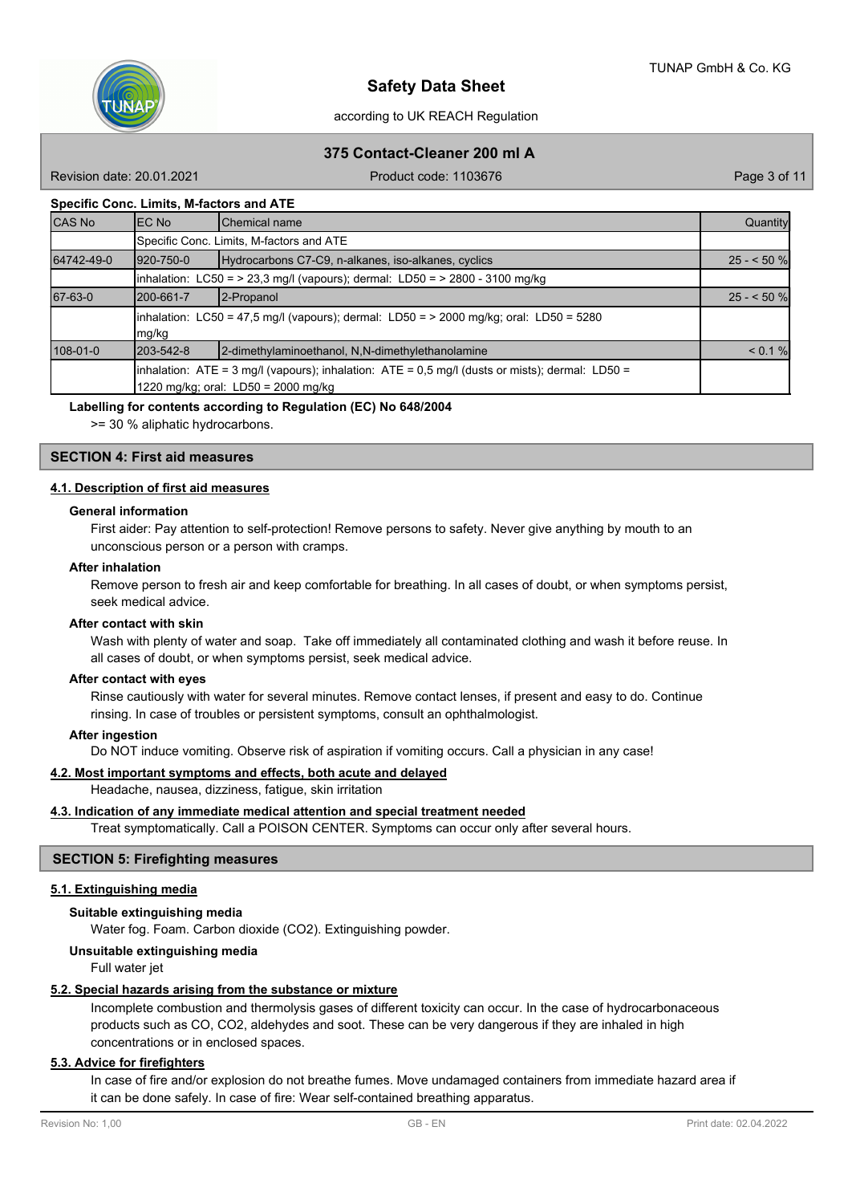**Specific Conc. Limits, M-factors and ATE**

| CAS No | EC No | Chemical name | Quantity |
|---|---|---|---|
| | Specific Conc. Limits, M-factors and ATE | | |
| 64742-49-0 | 920-750-0 | Hydrocarbons C7-C9, n-alkanes, iso-alkanes, cyclics | 25 - < 50 % |
| | inhalation: LC50 = > 23,3 mg/l (vapours); dermal: LD50 = > 2800 - 3100 mg/kg | | |
| 67-63-0 | 200-661-7 | 2-Propanol | 25 - < 50 % |
| | inhalation: LC50 = 47,5 mg/l (vapours); dermal: LD50 = > 2000 mg/kg; oral: LD50 = 5280 mg/kg | | |
| 108-01-0 | 203-542-8 | 2-dimethylaminoethanol, N,N-dimethylethanolamine | < 0.1 % |
| | inhalation: ATE = 3 mg/l (vapours); inhalation: ATE = 0,5 mg/l (dusts or mists); dermal: LD50 = 1220 mg/kg; oral: LD50 = 2000 mg/kg | | |

**Labelling for contents according to Regulation (EC) No 648/2004**

>= 30 % aliphatic hydrocarbons.

## SECTION 4: First aid measures

### 4.1. Description of first aid measures

**General information**

First aider: Pay attention to self-protection! Remove persons to safety. Never give anything by mouth to an unconscious person or a person with cramps.

**After inhalation**

Remove person to fresh air and keep comfortable for breathing. In all cases of doubt, or when symptoms persist, seek medical advice.

**After contact with skin**

Wash with plenty of water and soap. Take off immediately all contaminated clothing and wash it before reuse. In all cases of doubt, or when symptoms persist, seek medical advice.

**After contact with eyes**

Rinse cautiously with water for several minutes. Remove contact lenses, if present and easy to do. Continue rinsing. In case of troubles or persistent symptoms, consult an ophthalmologist.

**After ingestion**

Do NOT induce vomiting. Observe risk of aspiration if vomiting occurs. Call a physician in any case!

### 4.2. Most important symptoms and effects, both acute and delayed

Headache, nausea, dizziness, fatigue, skin irritation

### 4.3. Indication of any immediate medical attention and special treatment needed

Treat symptomatically. Call a POISON CENTER. Symptoms can occur only after several hours.

## SECTION 5: Firefighting measures

### 5.1. Extinguishing media

**Suitable extinguishing media**

Water fog. Foam. Carbon dioxide ($CO_2$). Extinguishing powder.

**Unsuitable extinguishing media**

Full water jet

### 5.2. Special hazards arising from the substance or mixture

Incomplete combustion and thermolysis gases of different toxicity can occur. In the case of hydrocarbonaceous products such as CO, $CO_2$, aldehydes and soot. These can be very dangerous if they are inhaled in high concentrations or in enclosed spaces.

### 5.3. Advice for firefighters

In case of fire and/or explosion do not breathe fumes. Move undamaged containers from immediate hazard area if it can be done safely. In case of fire: Wear self-contained breathing apparatus.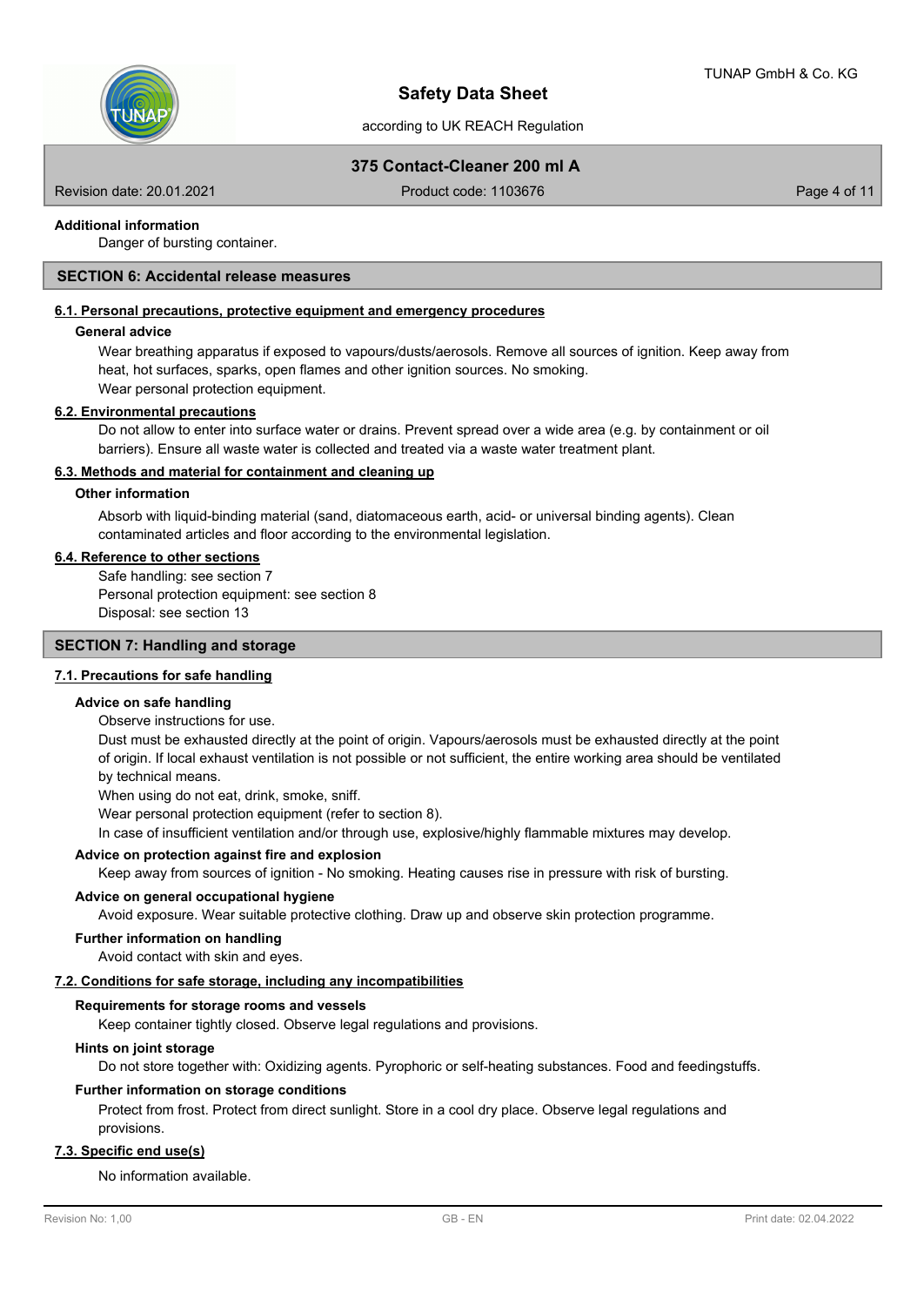**Additional information**

Danger of bursting container.

## SECTION 6: Accidental release measures

### 6.1. Personal precautions, protective equipment and emergency procedures

**General advice**

Wear breathing apparatus if exposed to vapours/dusts/aerosols. Remove all sources of ignition. Keep away from heat, hot surfaces, sparks, open flames and other ignition sources. No smoking.
Wear personal protection equipment.

### 6.2. Environmental precautions

Do not allow to enter into surface water or drains. Prevent spread over a wide area (e.g. by containment or oil barriers). Ensure all waste water is collected and treated via a waste water treatment plant.

### 6.3. Methods and material for containment and cleaning up

**Other information**

Absorb with liquid-binding material (sand, diatomaceous earth, acid- or universal binding agents). Clean contaminated articles and floor according to the environmental legislation.

### 6.4. Reference to other sections

Safe handling: see section 7
Personal protection equipment: see section 8
Disposal: see section 13

## SECTION 7: Handling and storage

### 7.1. Precautions for safe handling

**Advice on safe handling**

Observe instructions for use.
Dust must be exhausted directly at the point of origin. Vapours/aerosols must be exhausted directly at the point of origin. If local exhaust ventilation is not possible or not sufficient, the entire working area should be ventilated by technical means.
When using do not eat, drink, smoke, sniff.
Wear personal protection equipment (refer to section 8).
In case of insufficient ventilation and/or through use, explosive/highly flammable mixtures may develop.

**Advice on protection against fire and explosion**

Keep away from sources of ignition - No smoking. Heating causes rise in pressure with risk of bursting.

**Advice on general occupational hygiene**

Avoid exposure. Wear suitable protective clothing. Draw up and observe skin protection programme.

**Further information on handling**

Avoid contact with skin and eyes.

### 7.2. Conditions for safe storage, including any incompatibilities

**Requirements for storage rooms and vessels**

Keep container tightly closed. Observe legal regulations and provisions.

**Hints on joint storage**

Do not store together with: Oxidizing agents. Pyrophoric or self-heating substances. Food and feedingstuffs.

**Further information on storage conditions**

Protect from frost. Protect from direct sunlight. Store in a cool dry place. Observe legal regulations and provisions.

### 7.3. Specific end use(s)

No information available.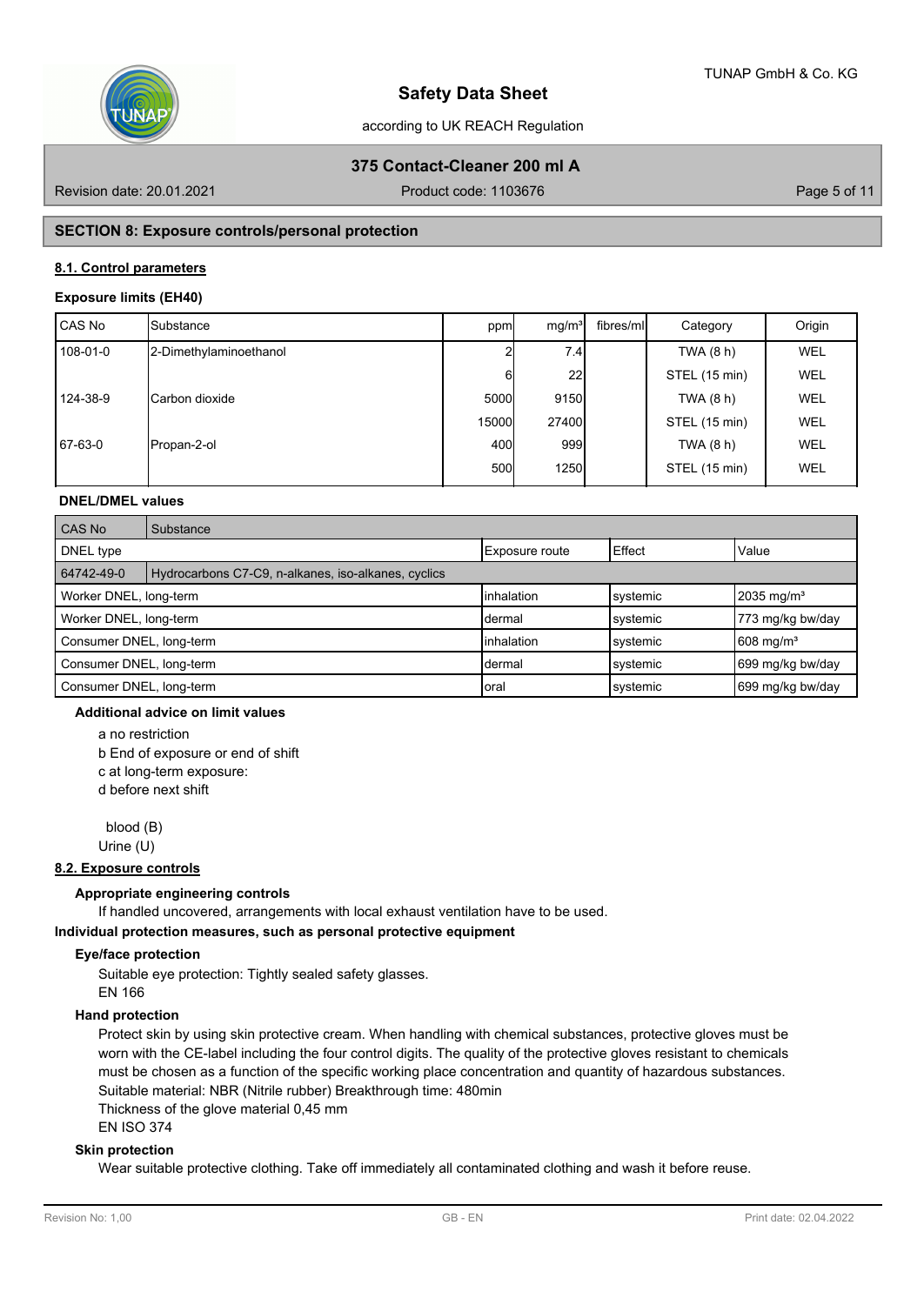## SECTION 8: Exposure controls/personal protection

### 8.1. Control parameters

**Exposure limits (EH40)**

| CAS No | Substance | ppm | mg/m³ | fibres/ml | Category | Origin |
|---|---|---|---|---|---|---|
| 108-01-0 | 2-Dimethylaminoethanol | 2 | 7.4 | | TWA (8 h) | WEL |
| | | 6 | 22 | | STEL (15 min) | WEL |
| 124-38-9 | Carbon dioxide | 5000 | 9150 | | TWA (8 h) | WEL |
| | | 15000 | 27400 | | STEL (15 min) | WEL |
| 67-63-0 | Propan-2-ol | 400 | 999 | | TWA (8 h) | WEL |
| | | 500 | 1250 | | STEL (15 min) | WEL |

**DNEL/DMEL values**

| CAS No | Substance | | | |
|---|---|---|---|---|
| DNEL type | | Exposure route | Effect | Value |
| 64742-49-0 | Hydrocarbons C7-C9, n-alkanes, iso-alkanes, cyclics | | | |
| Worker DNEL, long-term | | inhalation | systemic | 2035 mg/m³ |
| Worker DNEL, long-term | | dermal | systemic | 773 mg/kg bw/day |
| Consumer DNEL, long-term | | inhalation | systemic | 608 mg/m³ |
| Consumer DNEL, long-term | | dermal | systemic | 699 mg/kg bw/day |
| Consumer DNEL, long-term | | oral | systemic | 699 mg/kg bw/day |

**Additional advice on limit values**

a no restriction
b End of exposure or end of shift
c at long-term exposure:
d before next shift

blood (B)
Urine (U)

### 8.2. Exposure controls

**Appropriate engineering controls**

If handled uncovered, arrangements with local exhaust ventilation have to be used.

**Individual protection measures, such as personal protective equipment**

**Eye/face protection**

Suitable eye protection: Tightly sealed safety glasses.
EN 166

**Hand protection**

Protect skin by using skin protective cream. When handling with chemical substances, protective gloves must be worn with the CE-label including the four control digits. The quality of the protective gloves resistant to chemicals must be chosen as a function of the specific working place concentration and quantity of hazardous substances.
Suitable material: NBR (Nitrile rubber) Breakthrough time: 480min
Thickness of the glove material 0,45 mm
EN ISO 374

**Skin protection**

Wear suitable protective clothing. Take off immediately all contaminated clothing and wash it before reuse.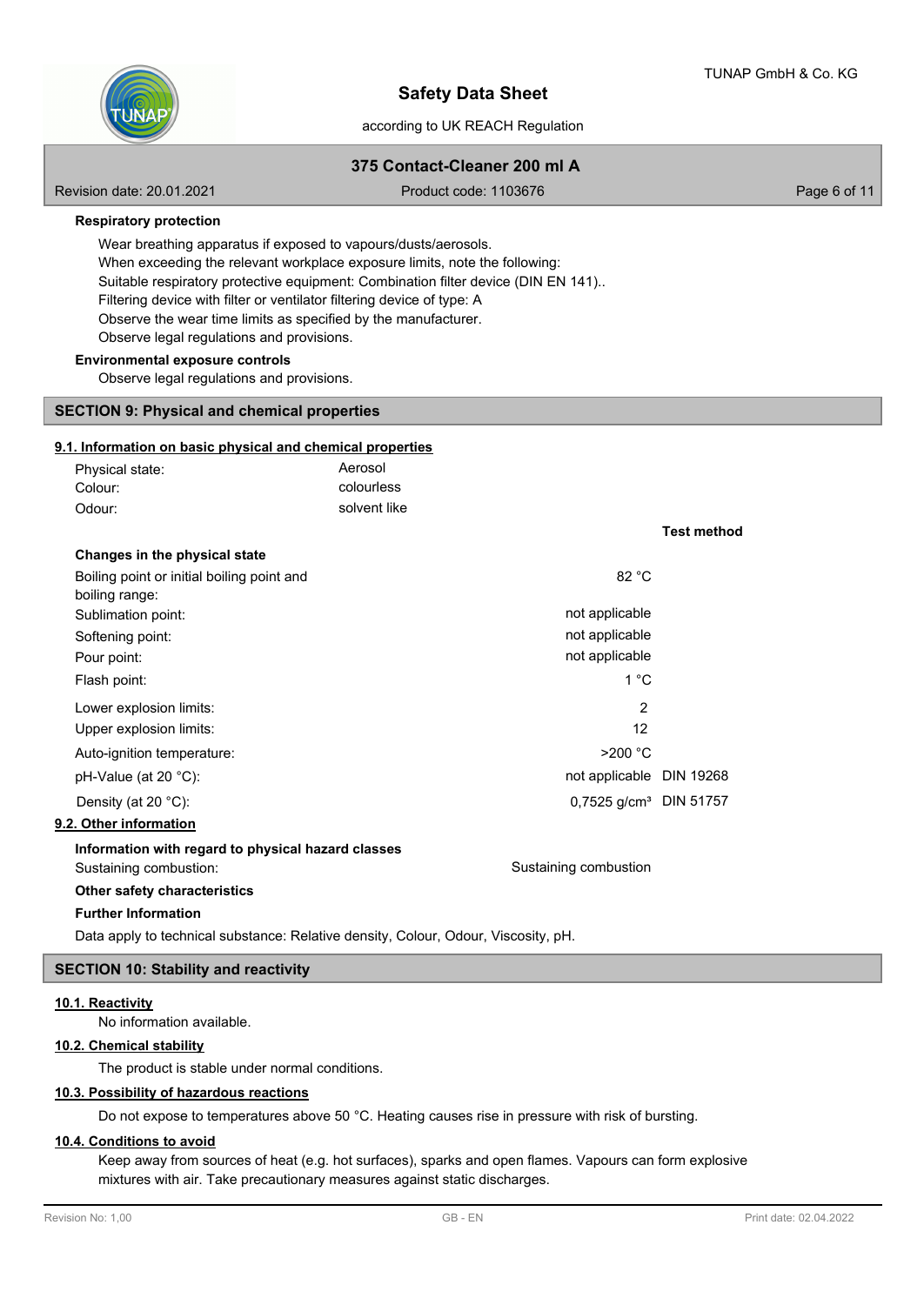**Respiratory protection**

Wear breathing apparatus if exposed to vapours/dusts/aerosols.
When exceeding the relevant workplace exposure limits, note the following:
Suitable respiratory protective equipment: Combination filter device (DIN EN 141)..
Filtering device with filter or ventilator filtering device of type: A
Observe the wear time limits as specified by the manufacturer.
Observe legal regulations and provisions.

**Environmental exposure controls**

Observe legal regulations and provisions.

## SECTION 9: Physical and chemical properties

### 9.1. Information on basic physical and chemical properties

| | |
|---|---|
| Physical state: | Aerosol |
| Colour: | colourless |
| Odour: | solvent like |

| | | Test method |
|---|---|---|
| **Changes in the physical state** | | |
| Boiling point or initial boiling point and boiling range: | 82 °C | |
| Sublimation point: | not applicable | |
| Softening point: | not applicable | |
| Pour point: | not applicable | |
| Flash point: | 1 °C | |
| Lower explosion limits: | 2 | |
| Upper explosion limits: | 12 | |
| Auto-ignition temperature: | >200 °C | |
| pH-Value (at 20 °C): | not applicable | DIN 19268 |
| Density (at 20 °C): | 0,7525 g/cm³ | DIN 51757 |

### 9.2. Other information

**Information with regard to physical hazard classes**

Sustaining combustion: Sustaining combustion

**Other safety characteristics**

**Further Information**

Data apply to technical substance: Relative density, Colour, Odour, Viscosity, pH.

## SECTION 10: Stability and reactivity

### 10.1. Reactivity

No information available.

### 10.2. Chemical stability

The product is stable under normal conditions.

### 10.3. Possibility of hazardous reactions

Do not expose to temperatures above 50 °C. Heating causes rise in pressure with risk of bursting.

### 10.4. Conditions to avoid

Keep away from sources of heat (e.g. hot surfaces), sparks and open flames. Vapours can form explosive mixtures with air. Take precautionary measures against static discharges.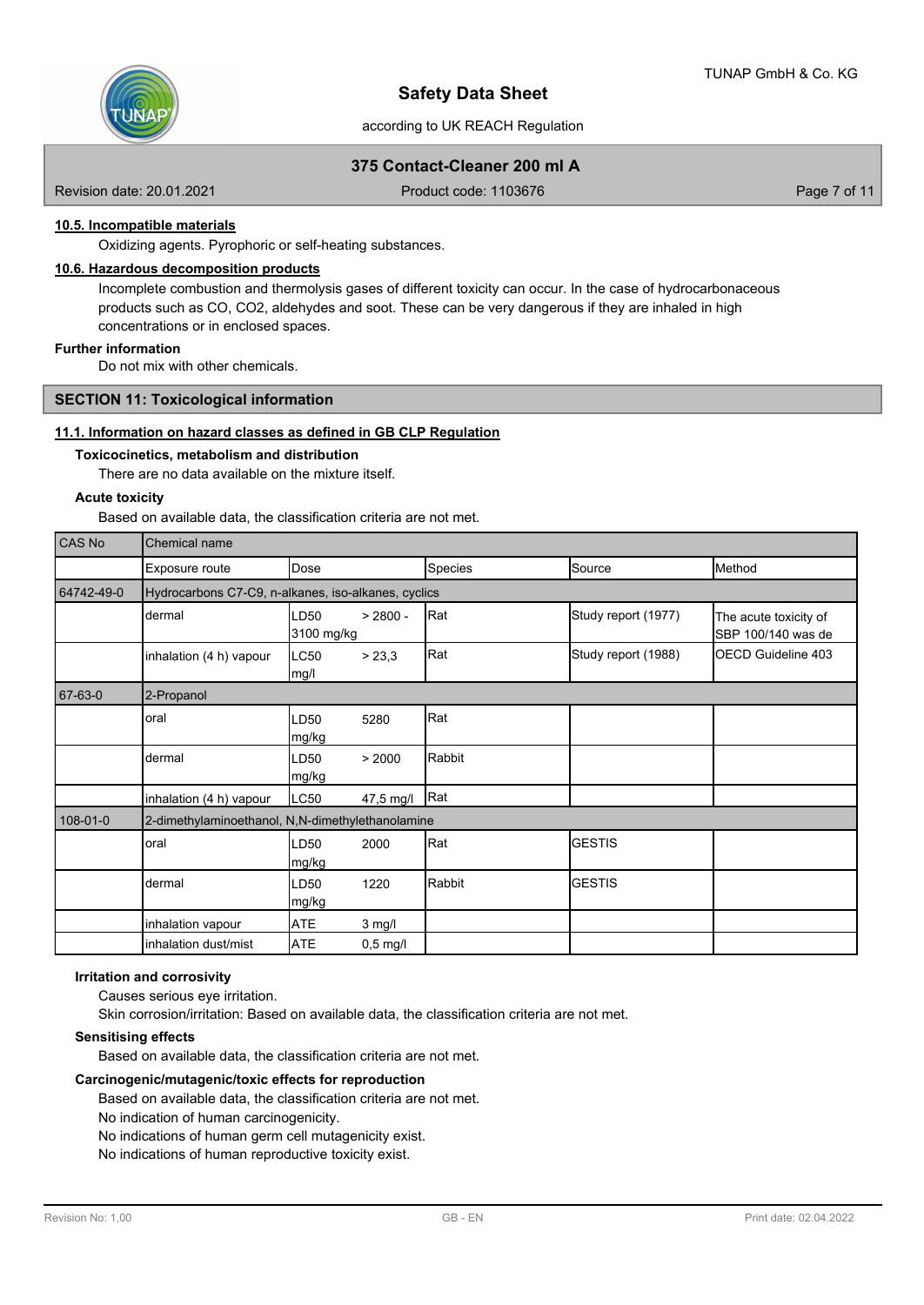#### 10.5. Incompatible materials

Oxidizing agents. Pyrophoric or self-heating substances.

#### 10.6. Hazardous decomposition products

Incomplete combustion and thermolysis gases of different toxicity can occur. In the case of hydrocarbonaceous products such as CO, CO2, aldehydes and soot. These can be very dangerous if they are inhaled in high concentrations or in enclosed spaces.

**Further information**

Do not mix with other chemicals.

## SECTION 11: Toxicological information

#### 11.1. Information on hazard classes as defined in GB CLP Regulation

**Toxicocinetics, metabolism and distribution**

There are no data available on the mixture itself.

**Acute toxicity**

Based on available data, the classification criteria are not met.

| CAS No | Chemical name | | | | |
|---|---|---|---|---|---|
| | Exposure route | Dose | Species | Source | Method |
| 64742-49-0 | Hydrocarbons C7-C9, n-alkanes, iso-alkanes, cyclics | | | | |
| | dermal | LD50 > 2800 - 3100 mg/kg | Rat | Study report (1977) | The acute toxicity of SBP 100/140 was de |
| | inhalation (4 h) vapour | LC50 > 23,3 mg/l | Rat | Study report (1988) | OECD Guideline 403 |
| 67-63-0 | 2-Propanol | | | | |
| | oral | LD50 5280 mg/kg | Rat | | |
| | dermal | LD50 > 2000 mg/kg | Rabbit | | |
| | inhalation (4 h) vapour | LC50 47,5 mg/l | Rat | | |
| 108-01-0 | 2-dimethylaminoethanol, N,N-dimethylethanolamine | | | | |
| | oral | LD50 2000 mg/kg | Rat | GESTIS | |
| | dermal | LD50 1220 mg/kg | Rabbit | GESTIS | |
| | inhalation vapour | ATE 3 mg/l | | | |
| | inhalation dust/mist | ATE 0,5 mg/l | | | |

**Irritation and corrosivity**

Causes serious eye irritation.

Skin corrosion/irritation: Based on available data, the classification criteria are not met.

**Sensitising effects**

Based on available data, the classification criteria are not met.

**Carcinogenic/mutagenic/toxic effects for reproduction**

Based on available data, the classification criteria are not met.

No indication of human carcinogenicity.

No indications of human germ cell mutagenicity exist.

No indications of human reproductive toxicity exist.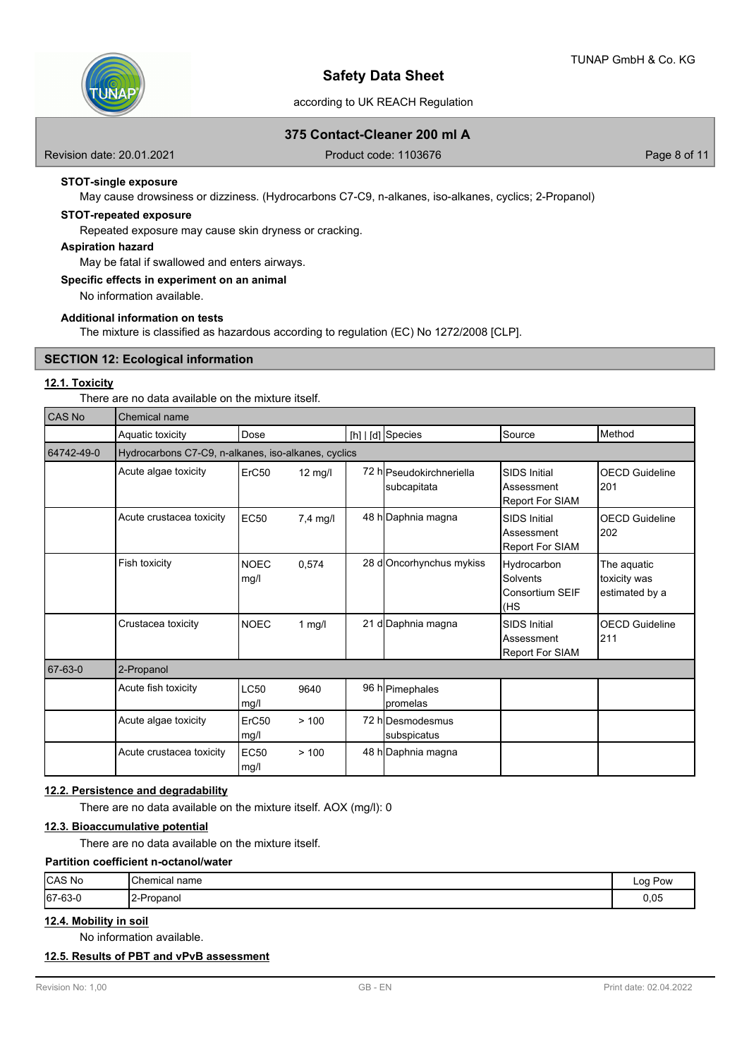**STOT-single exposure**

May cause drowsiness or dizziness. (Hydrocarbons C7-C9, n-alkanes, iso-alkanes, cyclics; 2-Propanol)

**STOT-repeated exposure**

Repeated exposure may cause skin dryness or cracking.

**Aspiration hazard**

May be fatal if swallowed and enters airways.

**Specific effects in experiment on an animal**

No information available.

**Additional information on tests**

The mixture is classified as hazardous according to regulation (EC) No 1272/2008 [CLP].

## SECTION 12: Ecological information

### 12.1. Toxicity

There are no data available on the mixture itself.

| CAS No | Chemical name | | | | | | |
|---|---|---|---|---|---|---|---|
| | Aquatic toxicity | Dose | | [h] \| [d] | Species | Source | Method |
| 64742-49-0 | Hydrocarbons C7-C9, n-alkanes, iso-alkanes, cyclics | | | | | | |
| | Acute algae toxicity | ErC50 | 12 mg/l | 72 h | Pseudokirchneriella subcapitata | SIDS Initial Assessment Report For SIAM | OECD Guideline 201 |
| | Acute crustacea toxicity | EC50 | 7,4 mg/l | 48 h | Daphnia magna | SIDS Initial Assessment Report For SIAM | OECD Guideline 202 |
| | Fish toxicity | NOEC mg/l | 0,574 | 28 d | Oncorhynchus mykiss | Hydrocarbon Solvents Consortium SEIF (HS | The aquatic toxicity was estimated by a |
| | Crustacea toxicity | NOEC | 1 mg/l | 21 d | Daphnia magna | SIDS Initial Assessment Report For SIAM | OECD Guideline 211 |
| 67-63-0 | 2-Propanol | | | | | | |
| | Acute fish toxicity | LC50 mg/l | 9640 | 96 h | Pimephales promelas | | |
| | Acute algae toxicity | ErC50 mg/l | > 100 | 72 h | Desmodesmus subspicatus | | |
| | Acute crustacea toxicity | EC50 mg/l | > 100 | 48 h | Daphnia magna | | |

### 12.2. Persistence and degradability

There are no data available on the mixture itself. AOX (mg/l): 0

### 12.3. Bioaccumulative potential

There are no data available on the mixture itself.

**Partition coefficient n-octanol/water**

| CAS No | Chemical name | Log Pow |
|---|---|---|
| 67-63-0 | 2-Propanol | 0,05 |

### 12.4. Mobility in soil

No information available.

### 12.5. Results of PBT and vPvB assessment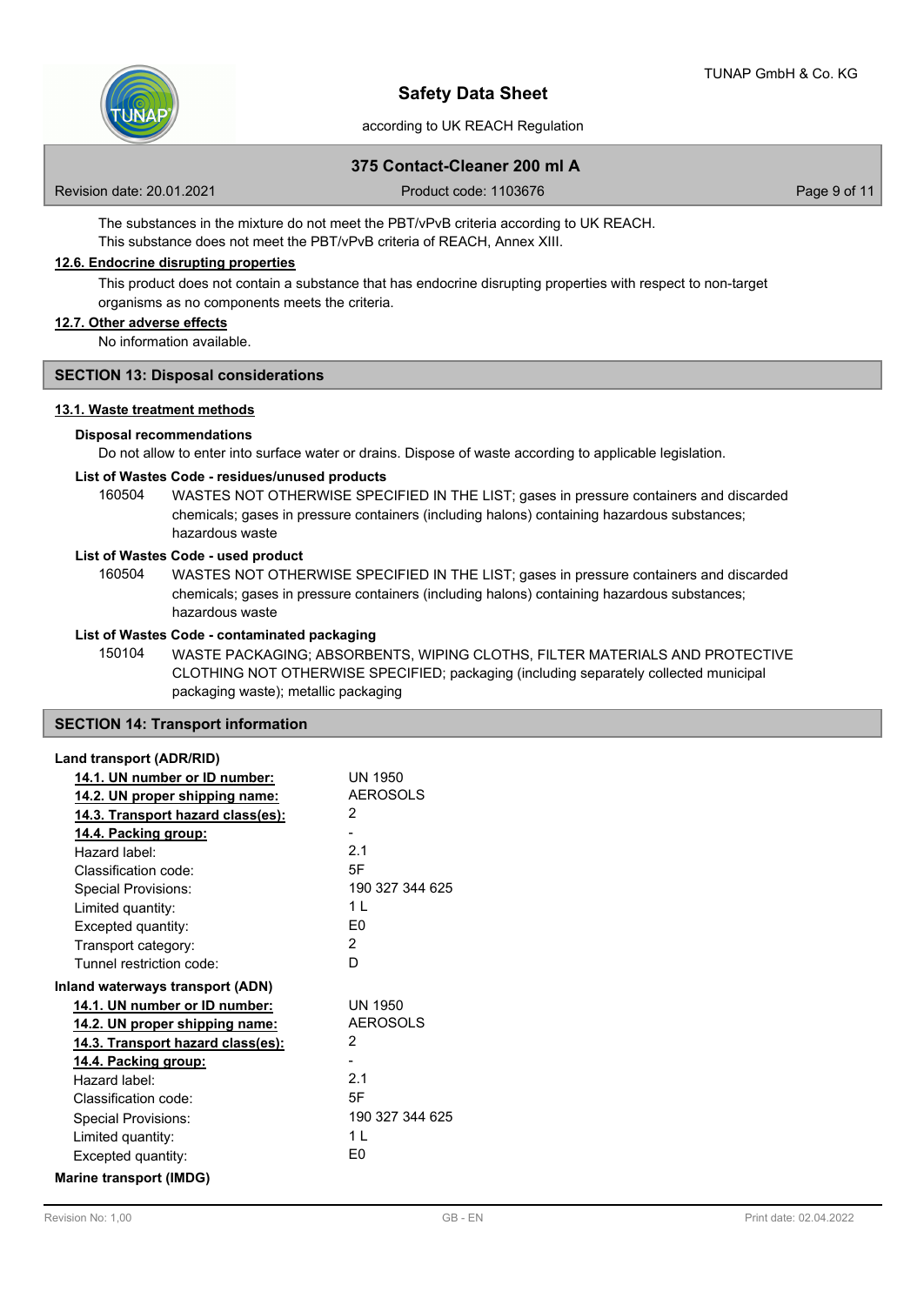The substances in the mixture do not meet the PBT/vPvB criteria according to UK REACH.
This substance does not meet the PBT/vPvB criteria of REACH, Annex XIII.

**12.6. Endocrine disrupting properties**

This product does not contain a substance that has endocrine disrupting properties with respect to non-target organisms as no components meets the criteria.

**12.7. Other adverse effects**

No information available.

## SECTION 13: Disposal considerations

**13.1. Waste treatment methods**

**Disposal recommendations**

Do not allow to enter into surface water or drains. Dispose of waste according to applicable legislation.

**List of Wastes Code - residues/unused products**

160504 WASTES NOT OTHERWISE SPECIFIED IN THE LIST; gases in pressure containers and discarded chemicals; gases in pressure containers (including halons) containing hazardous substances; hazardous waste

**List of Wastes Code - used product**

160504 WASTES NOT OTHERWISE SPECIFIED IN THE LIST; gases in pressure containers and discarded chemicals; gases in pressure containers (including halons) containing hazardous substances; hazardous waste

**List of Wastes Code - contaminated packaging**

150104 WASTE PACKAGING; ABSORBENTS, WIPING CLOTHS, FILTER MATERIALS AND PROTECTIVE CLOTHING NOT OTHERWISE SPECIFIED; packaging (including separately collected municipal packaging waste); metallic packaging

## SECTION 14: Transport information

**Land transport (ADR/RID)**

| | |
|---|---|
| **14.1. UN number or ID number:** | UN 1950 |
| **14.2. UN proper shipping name:** | AEROSOLS |
| **14.3. Transport hazard class(es):** | 2 |
| **14.4. Packing group:** | - |
| Hazard label: | 2.1 |
| Classification code: | 5F |
| Special Provisions: | 190 327 344 625 |
| Limited quantity: | 1 L |
| Excepted quantity: | E0 |
| Transport category: | 2 |
| Tunnel restriction code: | D |

**Inland waterways transport (ADN)**

| | |
|---|---|
| **14.1. UN number or ID number:** | UN 1950 |
| **14.2. UN proper shipping name:** | AEROSOLS |
| **14.3. Transport hazard class(es):** | 2 |
| **14.4. Packing group:** | - |
| Hazard label: | 2.1 |
| Classification code: | 5F |
| Special Provisions: | 190 327 344 625 |
| Limited quantity: | 1 L |
| Excepted quantity: | E0 |

**Marine transport (IMDG)**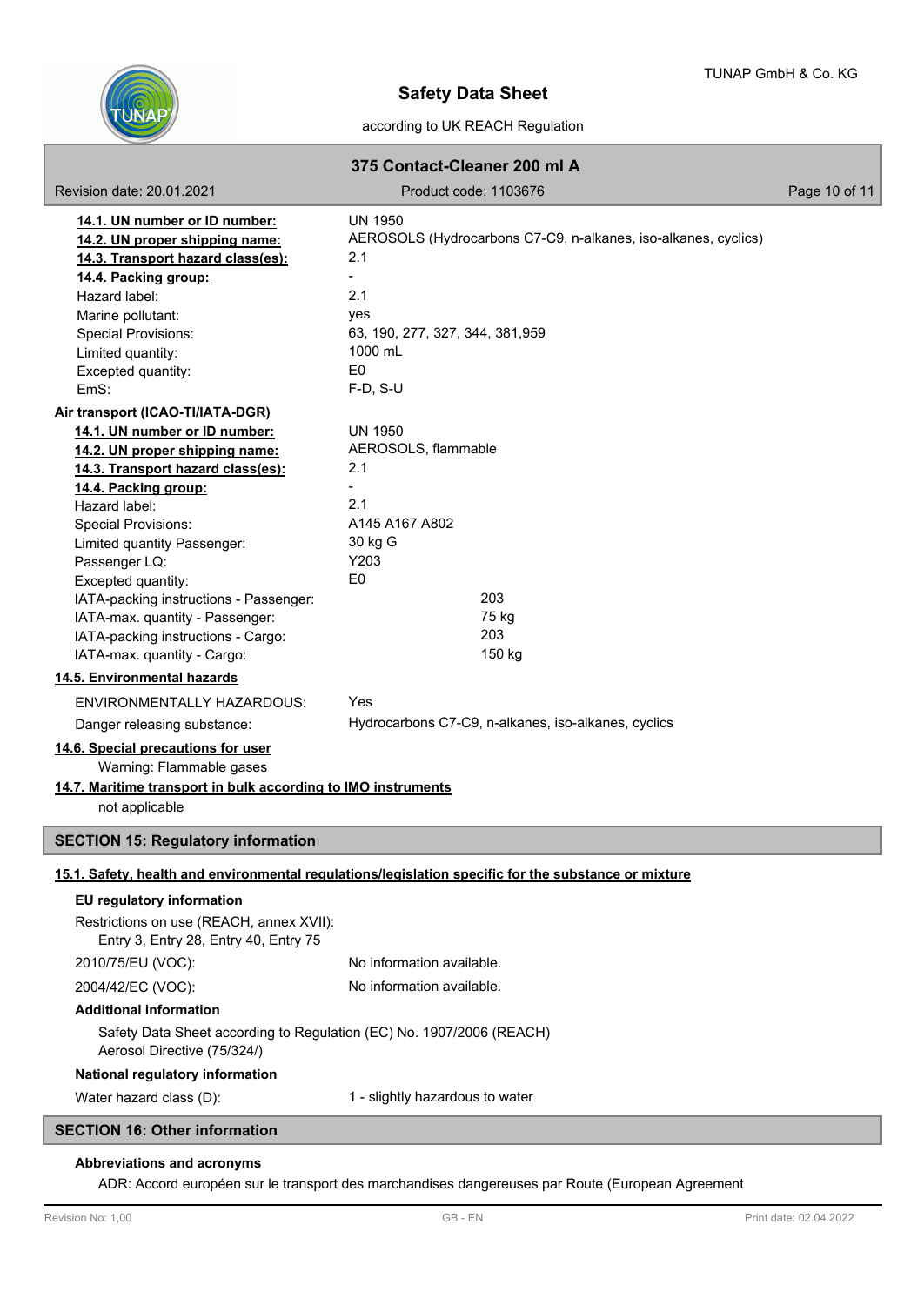**14.1. UN number or ID number:** UN 1950

**14.2. UN proper shipping name:** AEROSOLS (Hydrocarbons C7-C9, n-alkanes, iso-alkanes, cyclics)

**14.3. Transport hazard class(es):** 2.1

**14.4. Packing group:** -

| | |
|---|---|
| Hazard label: | 2.1 |
| Marine pollutant: | yes |
| Special Provisions: | 63, 190, 277, 327, 344, 381,959 |
| Limited quantity: | 1000 mL |
| Excepted quantity: | E0 |
| EmS: | F-D, S-U |

**Air transport (ICAO-TI/IATA-DGR)**

**14.1. UN number or ID number:** UN 1950

**14.2. UN proper shipping name:** AEROSOLS, flammable

**14.3. Transport hazard class(es):** 2.1

**14.4. Packing group:** -

| | |
|---|---|
| Hazard label: | 2.1 |
| Special Provisions: | A145 A167 A802 |
| Limited quantity Passenger: | 30 kg G |
| Passenger LQ: | Y203 |
| Excepted quantity: | E0 |
| IATA-packing instructions - Passenger: | 203 |
| IATA-max. quantity - Passenger: | 75 kg |
| IATA-packing instructions - Cargo: | 203 |
| IATA-max. quantity - Cargo: | 150 kg |

**14.5. Environmental hazards**

| | |
|---|---|
| ENVIRONMENTALLY HAZARDOUS: | Yes |
| Danger releasing substance: | Hydrocarbons C7-C9, n-alkanes, iso-alkanes, cyclics |

**14.6. Special precautions for user**

Warning: Flammable gases

**14.7. Maritime transport in bulk according to IMO instruments**

not applicable

## SECTION 15: Regulatory information

**15.1. Safety, health and environmental regulations/legislation specific for the substance or mixture**

**EU regulatory information**

Restrictions on use (REACH, annex XVII):
Entry 3, Entry 28, Entry 40, Entry 75

| | |
|---|---|
| 2010/75/EU (VOC): | No information available. |
| 2004/42/EC (VOC): | No information available. |

**Additional information**

Safety Data Sheet according to Regulation (EC) No. 1907/2006 (REACH)
Aerosol Directive (75/324/)

**National regulatory information**

Water hazard class (D): 1 - slightly hazardous to water

## SECTION 16: Other information

**Abbreviations and acronyms**

ADR: Accord européen sur le transport des marchandises dangereuses par Route (European Agreement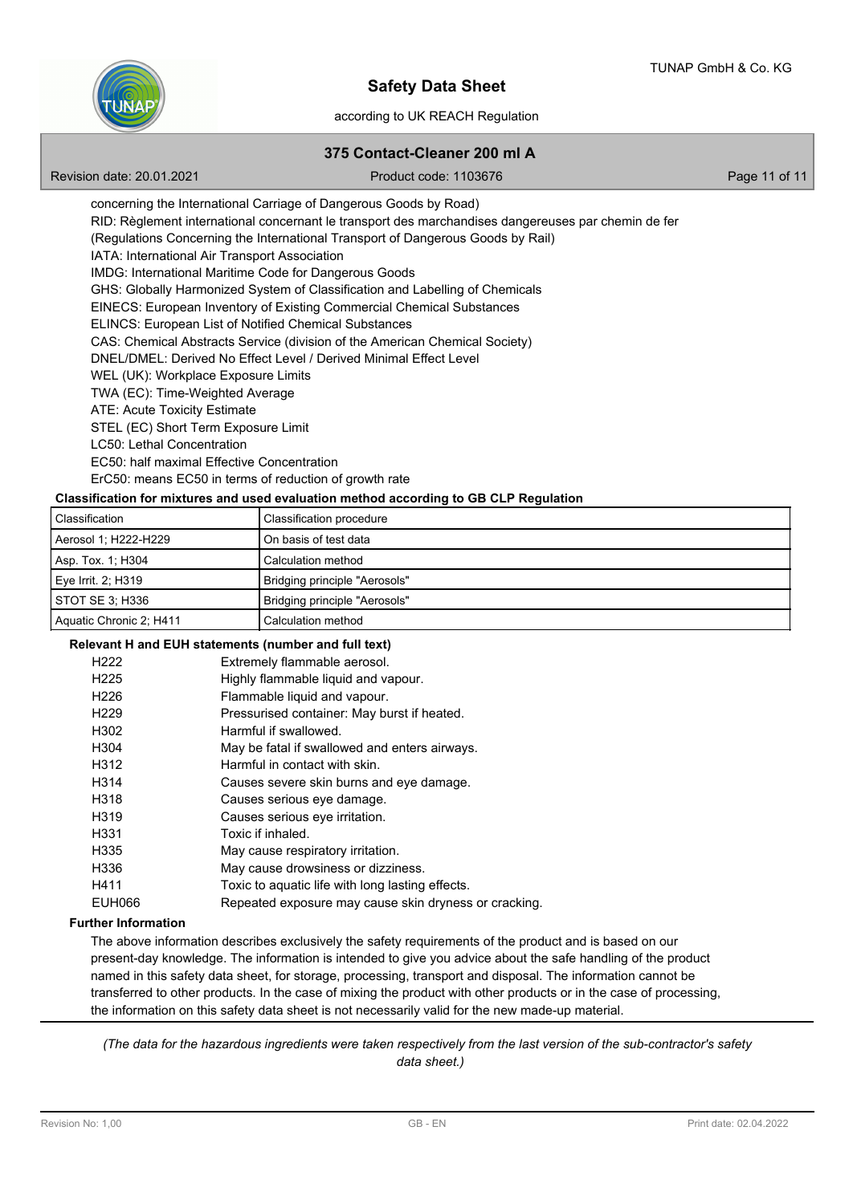concerning the International Carriage of Dangerous Goods by Road)
RID: Règlement international concernant le transport des marchandises dangereuses par chemin de fer (Regulations Concerning the International Transport of Dangerous Goods by Rail)
IATA: International Air Transport Association
IMDG: International Maritime Code for Dangerous Goods
GHS: Globally Harmonized System of Classification and Labelling of Chemicals
EINECS: European Inventory of Existing Commercial Chemical Substances
ELINCS: European List of Notified Chemical Substances
CAS: Chemical Abstracts Service (division of the American Chemical Society)
DNEL/DMEL: Derived No Effect Level / Derived Minimal Effect Level
WEL (UK): Workplace Exposure Limits
TWA (EC): Time-Weighted Average
ATE: Acute Toxicity Estimate
STEL (EC) Short Term Exposure Limit
LC50: Lethal Concentration
EC50: half maximal Effective Concentration
ErC50: means EC50 in terms of reduction of growth rate

**Classification for mixtures and used evaluation method according to GB CLP Regulation**

| Classification | Classification procedure |
|---|---|
| Aerosol 1; H222-H229 | On basis of test data |
| Asp. Tox. 1; H304 | Calculation method |
| Eye Irrit. 2; H319 | Bridging principle "Aerosols" |
| STOT SE 3; H336 | Bridging principle "Aerosols" |
| Aquatic Chronic 2; H411 | Calculation method |

**Relevant H and EUH statements (number and full text)**

| | |
|---|---|
| H222 | Extremely flammable aerosol. |
| H225 | Highly flammable liquid and vapour. |
| H226 | Flammable liquid and vapour. |
| H229 | Pressurised container: May burst if heated. |
| H302 | Harmful if swallowed. |
| H304 | May be fatal if swallowed and enters airways. |
| H312 | Harmful in contact with skin. |
| H314 | Causes severe skin burns and eye damage. |
| H318 | Causes serious eye damage. |
| H319 | Causes serious eye irritation. |
| H331 | Toxic if inhaled. |
| H335 | May cause respiratory irritation. |
| H336 | May cause drowsiness or dizziness. |
| H411 | Toxic to aquatic life with long lasting effects. |
| EUH066 | Repeated exposure may cause skin dryness or cracking. |

**Further Information**

The above information describes exclusively the safety requirements of the product and is based on our present-day knowledge. The information is intended to give you advice about the safe handling of the product named in this safety data sheet, for storage, processing, transport and disposal. The information cannot be transferred to other products. In the case of mixing the product with other products or in the case of processing, the information on this safety data sheet is not necessarily valid for the new made-up material.

*(The data for the hazardous ingredients were taken respectively from the last version of the sub-contractor's safety data sheet.)*